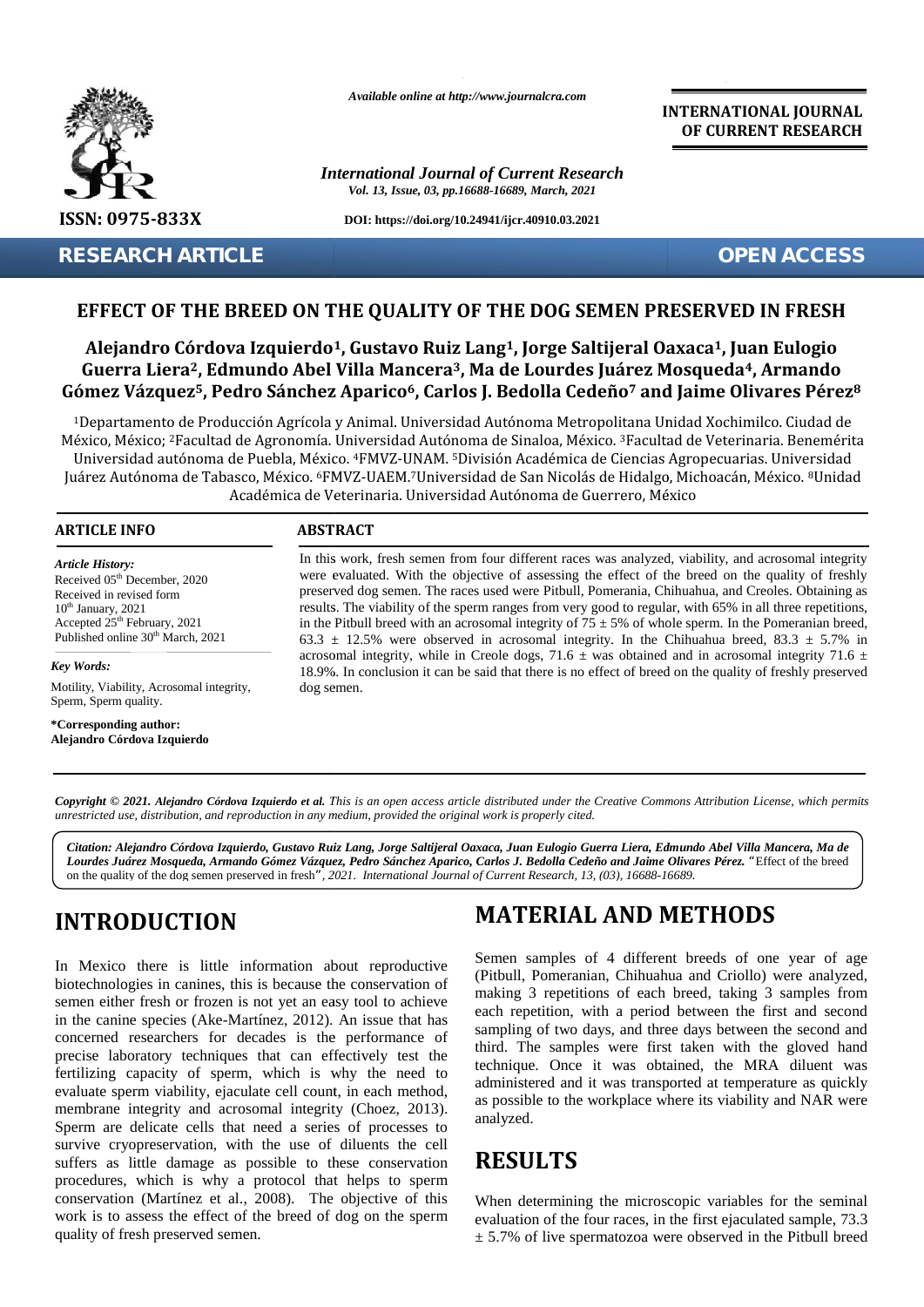# EFFECT OF THE BREED ON THE QUALITY OF THE DOG SEMEN PRESERVED IN FRESH

**Alejandro Córdova Izquierdo[1], Gustavo Ruiz Lang[1], Jorge Saltijeral Oaxaca[1], Juan Eulogio Guerra Liera[2], Edmundo Abel Villa Mancera[3], Ma de Lourdes Juárez Mosqueda[4], Armando Gómez Vázquez[5], Pedro Sánchez Aparico[6], Carlos J. Bedolla Cedeño[7] and Jaime Olivares Pérez[8]**

[1]Departamento de Producción Agrícola y Animal. Universidad Autónoma Metropolitana Unidad Xochimilco. Ciudad de México, México; [2]Facultad de Agronomía. Universidad Autónoma de Sinaloa, México. [3]Facultad de Veterinaria. Benemérita Universidad autónoma de Puebla, México. [4]FMVZ-UNAM. [5]División Académica de Ciencias Agropecuarias. Universidad Juárez Autónoma de Tabasco, México. [6]FMVZ-UAEM.[7]Universidad de San Nicolás de Hidalgo, Michoacán, México. [8]Unidad Académica de Veterinaria. Universidad Autónoma de Guerrero, México

## ARTICLE INFO

*Article History:*
Received 05th December, 2020
Received in revised form 10th January, 2021
Accepted 25th February, 2021
Published online 30th March, 2021

*Key Words:*
Motility, Viability, Acrosomal integrity, Sperm, Sperm quality.

**\*Corresponding author:**
**Alejandro Córdova Izquierdo**

## ABSTRACT

In this work, fresh semen from four different races was analyzed, viability, and acrosomal integrity were evaluated. With the objective of assessing the effect of the breed on the quality of freshly preserved dog semen. The races used were Pitbull, Pomerania, Chihuahua, and Creoles. Obtaining as results. The viability of the sperm ranges from very good to regular, with 65% in all three repetitions, in the Pitbull breed with an acrosomal integrity of 75 ± 5% of whole sperm. In the Pomeranian breed, 63.3 ± 12.5% were observed in acrosomal integrity. In the Chihuahua breed, 83.3 ± 5.7% in acrosomal integrity, while in Creole dogs, 71.6 ± was obtained and in acrosomal integrity 71.6 ± 18.9%. In conclusion it can be said that there is no effect of breed on the quality of freshly preserved dog semen.

*Copyright © 2021. Alejandro Córdova Izquierdo et al. This is an open access article distributed under the Creative Commons Attribution License, which permits unrestricted use, distribution, and reproduction in any medium, provided the original work is properly cited.*

*Citation: Alejandro Córdova Izquierdo, Gustavo Ruiz Lang, Jorge Saltijeral Oaxaca, Juan Eulogio Guerra Liera, Edmundo Abel Villa Mancera, Ma de Lourdes Juárez Mosqueda, Armando Gómez Vázquez, Pedro Sánchez Aparico, Carlos J. Bedolla Cedeño and Jaime Olivares Pérez.* "Effect of the breed on the quality of the dog semen preserved in fresh", *2021. International Journal of Current Research, 13, (03), 16688-16689.*

# INTRODUCTION

In Mexico there is little information about reproductive biotechnologies in canines, this is because the conservation of semen either fresh or frozen is not yet an easy tool to achieve in the canine species (Ake-Martínez, 2012). An issue that has concerned researchers for decades is the performance of precise laboratory techniques that can effectively test the fertilizing capacity of sperm, which is why the need to evaluate sperm viability, ejaculate cell count, in each method, membrane integrity and acrosomal integrity (Choez, 2013). Sperm are delicate cells that need a series of processes to survive cryopreservation, with the use of diluents the cell suffers as little damage as possible to these conservation procedures, which is why a protocol that helps to sperm conservation (Martínez et al., 2008). The objective of this work is to assess the effect of the breed of dog on the sperm quality of fresh preserved semen.

# MATERIAL AND METHODS

Semen samples of 4 different breeds of one year of age (Pitbull, Pomeranian, Chihuahua and Criollo) were analyzed, making 3 repetitions of each breed, taking 3 samples from each repetition, with a period between the first and second sampling of two days, and three days between the second and third. The samples were first taken with the gloved hand technique. Once it was obtained, the MRA diluent was administered and it was transported at temperature as quickly as possible to the workplace where its viability and NAR were analyzed.

# RESULTS

When determining the microscopic variables for the seminal evaluation of the four races, in the first ejaculated sample, 73.3 ± 5.7% of live spermatozoa were observed in the Pitbull breed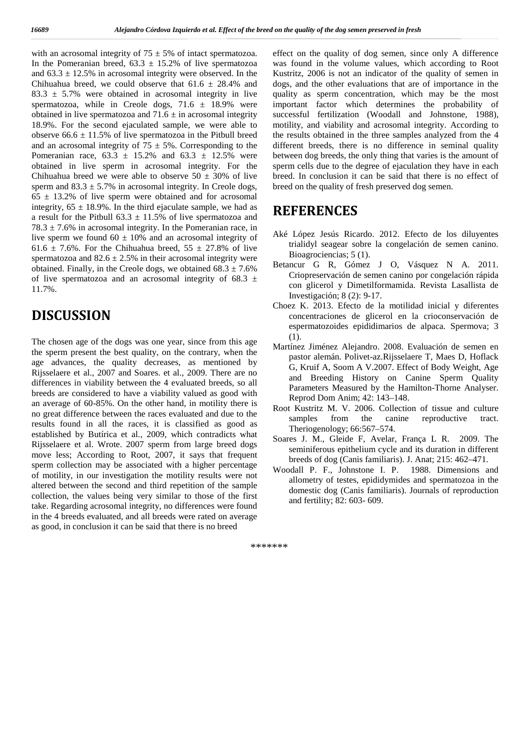with an acrosomal integrity of 75 ± 5% of intact spermatozoa. In the Pomeranian breed, 63.3 ± 15.2% of live spermatozoa and 63.3 ± 12.5% in acrosomal integrity were observed. In the Chihuahua breed, we could observe that 61.6 ± 28.4% and 83.3 ± 5.7% were obtained in acrosomal integrity in live spermatozoa, while in Creole dogs, 71.6 ± 18.9% were obtained in live spermatozoa and 71.6 ± in acrosomal integrity 18.9%. For the second ejaculated sample, we were able to observe 66.6 ± 11.5% of live spermatozoa in the Pitbull breed and an acrosomal integrity of 75 ± 5%. Corresponding to the Pomeranian race, 63.3 ± 15.2% and 63.3 ± 12.5% were obtained in live sperm in acrosomal integrity. For the Chihuahua breed we were able to observe 50 ± 30% of live sperm and 83.3 ± 5.7% in acrosomal integrity. In Creole dogs, 65 ± 13.2% of live sperm were obtained and for acrosomal integrity, 65 ± 18.9%. In the third ejaculate sample, we had as a result for the Pitbull 63.3 ± 11.5% of live spermatozoa and 78.3 ± 7.6% in acrosomal integrity. In the Pomeranian race, in live sperm we found 60 ± 10% and an acrosomal integrity of 61.6 ± 7.6%. For the Chihuahua breed, 55 ± 27.8% of live spermatozoa and 82.6 ± 2.5% in their acrosomal integrity were obtained. Finally, in the Creole dogs, we obtained 68.3 ± 7.6% of live spermatozoa and an acrosomal integrity of 68.3 ± 11.7%.

# DISCUSSION

The chosen age of the dogs was one year, since from this age the sperm present the best quality, on the contrary, when the age advances, the quality decreases, as mentioned by Rijsselaere et al., 2007 and Soares. et al., 2009. There are no differences in viability between the 4 evaluated breeds, so all breeds are considered to have a viability valued as good with an average of 60-85%. On the other hand, in motility there is no great difference between the races evaluated and due to the results found in all the races, it is classified as good as established by Butírica et al., 2009, which contradicts what Rijsselaere et al. Wrote. 2007 sperm from large breed dogs move less; According to Root, 2007, it says that frequent sperm collection may be associated with a higher percentage of motility, in our investigation the motility results were not altered between the second and third repetition of the sample collection, the values being very similar to those of the first take. Regarding acrosomal integrity, no differences were found in the 4 breeds evaluated, and all breeds were rated on average as good, in conclusion it can be said that there is no breed effect on the quality of dog semen, since only A difference was found in the volume values, which according to Root Kustritz, 2006 is not an indicator of the quality of semen in dogs, and the other evaluations that are of importance in the quality as sperm concentration, which may be the most important factor which determines the probability of successful fertilization (Woodall and Johnstone, 1988), motility, and viability and acrosomal integrity. According to the results obtained in the three samples analyzed from the 4 different breeds, there is no difference in seminal quality between dog breeds, the only thing that varies is the amount of sperm cells due to the degree of ejaculation they have in each breed. In conclusion it can be said that there is no effect of breed on the quality of fresh preserved dog semen.

# REFERENCES

Aké López Jesús Ricardo. 2012. Efecto de los diluyentes trialidyl seagear sobre la congelación de semen canino. Bioagrociencias; 5 (1).

Betancur G R, Gómez J O, Vásquez N A. 2011. Criopreservación de semen canino por congelación rápida con glicerol y Dimetilformamida. Revista Lasallista de Investigación; 8 (2): 9-17.

Choez K. 2013. Efecto de la motilidad inicial y diferentes concentraciones de glicerol en la crioconservación de espermatozoides epididimarios de alpaca. Spermova; 3 (1).

Martínez Jiménez Alejandro. 2008. Evaluación de semen en pastor alemán. Polivet-az.Rijsselaere T, Maes D, Hoflack G, Kruif A, Soom A V.2007. Effect of Body Weight, Age and Breeding History on Canine Sperm Quality Parameters Measured by the Hamilton-Thorne Analyser. Reprod Dom Anim; 42: 143–148.

Root Kustritz M. V. 2006. Collection of tissue and culture samples from the canine reproductive tract. Theriogenology; 66:567–574.

Soares J. M., Gleide F, Avelar, França L R. 2009. The seminiferous epithelium cycle and its duration in different breeds of dog (Canis familiaris). J. Anat; 215: 462–471.

Woodall P. F., Johnstone I. P. 1988. Dimensions and allometry of testes, epididymides and spermatozoa in the domestic dog (Canis familiaris). Journals of reproduction and fertility; 82: 603- 609.

*******